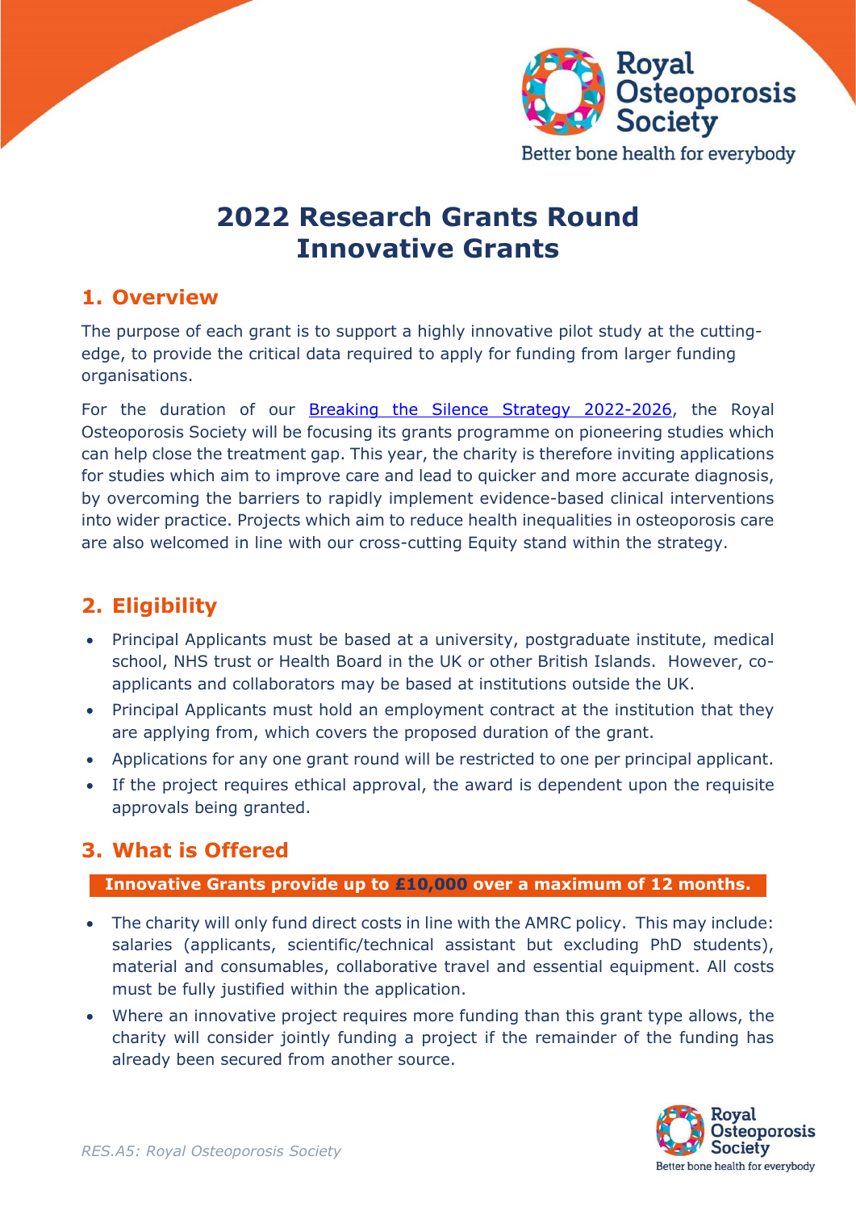Royal Osteoporosis Society

Better bone health for everybody

# 2022 Research Grants Round
# Innovative Grants

## 1. Overview

The purpose of each grant is to support a highly innovative pilot study at the cutting-edge, to provide the critical data required to apply for funding from larger funding organisations.

For the duration of our [Breaking the Silence Strategy 2022-2026](), the Royal Osteoporosis Society will be focusing its grants programme on pioneering studies which can help close the treatment gap. This year, the charity is therefore inviting applications for studies which aim to improve care and lead to quicker and more accurate diagnosis, by overcoming the barriers to rapidly implement evidence-based clinical interventions into wider practice. Projects which aim to reduce health inequalities in osteoporosis care are also welcomed in line with our cross-cutting Equity stand within the strategy.

## 2. Eligibility

- Principal Applicants must be based at a university, postgraduate institute, medical school, NHS trust or Health Board in the UK or other British Islands. However, co-applicants and collaborators may be based at institutions outside the UK.
- Principal Applicants must hold an employment contract at the institution that they are applying from, which covers the proposed duration of the grant.
- Applications for any one grant round will be restricted to one per principal applicant.
- If the project requires ethical approval, the award is dependent upon the requisite approvals being granted.

## 3. What is Offered

**Innovative Grants provide up to £10,000 over a maximum of 12 months.**

- The charity will only fund direct costs in line with the AMRC policy. This may include: salaries (applicants, scientific/technical assistant but excluding PhD students), material and consumables, collaborative travel and essential equipment. All costs must be fully justified within the application.
- Where an innovative project requires more funding than this grant type allows, the charity will consider jointly funding a project if the remainder of the funding has already been secured from another source.

*RES.A5: Royal Osteoporosis Society*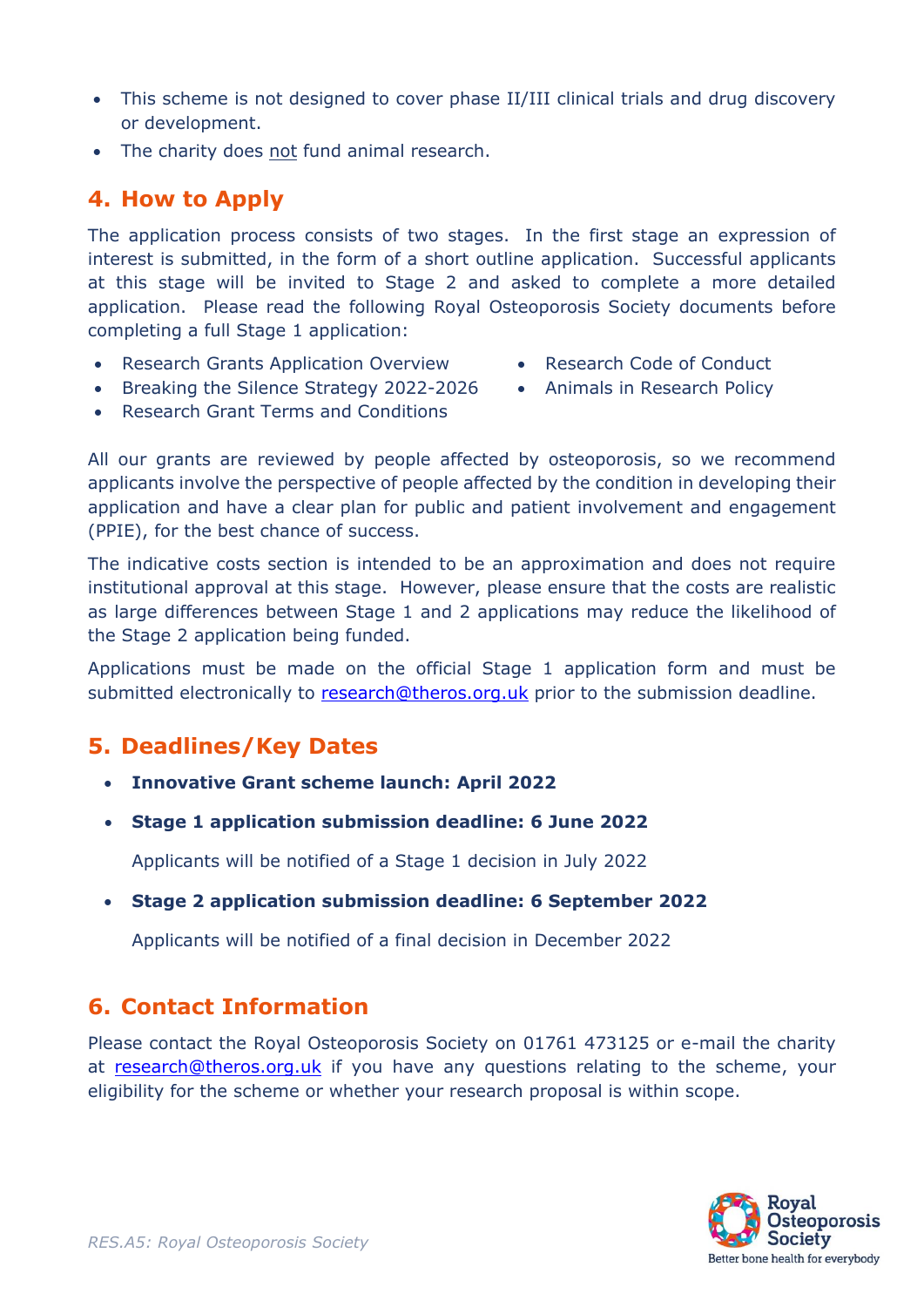- This scheme is not designed to cover phase II/III clinical trials and drug discovery or development.
- The charity does not fund animal research.

## 4. How to Apply

The application process consists of two stages. In the first stage an expression of interest is submitted, in the form of a short outline application. Successful applicants at this stage will be invited to Stage 2 and asked to complete a more detailed application. Please read the following Royal Osteoporosis Society documents before completing a full Stage 1 application:

- Research Grants Application Overview
- Breaking the Silence Strategy 2022-2026
- Research Grant Terms and Conditions
- Research Code of Conduct
- Animals in Research Policy

All our grants are reviewed by people affected by osteoporosis, so we recommend applicants involve the perspective of people affected by the condition in developing their application and have a clear plan for public and patient involvement and engagement (PPIE), for the best chance of success.

The indicative costs section is intended to be an approximation and does not require institutional approval at this stage. However, please ensure that the costs are realistic as large differences between Stage 1 and 2 applications may reduce the likelihood of the Stage 2 application being funded.

Applications must be made on the official Stage 1 application form and must be submitted electronically to research@theros.org.uk prior to the submission deadline.

## 5. Deadlines/Key Dates

- **Innovative Grant scheme launch: April 2022**
- **Stage 1 application submission deadline: 6 June 2022**

  Applicants will be notified of a Stage 1 decision in July 2022
- **Stage 2 application submission deadline: 6 September 2022**

  Applicants will be notified of a final decision in December 2022

## 6. Contact Information

Please contact the Royal Osteoporosis Society on 01761 473125 or e-mail the charity at research@theros.org.uk if you have any questions relating to the scheme, your eligibility for the scheme or whether your research proposal is within scope.